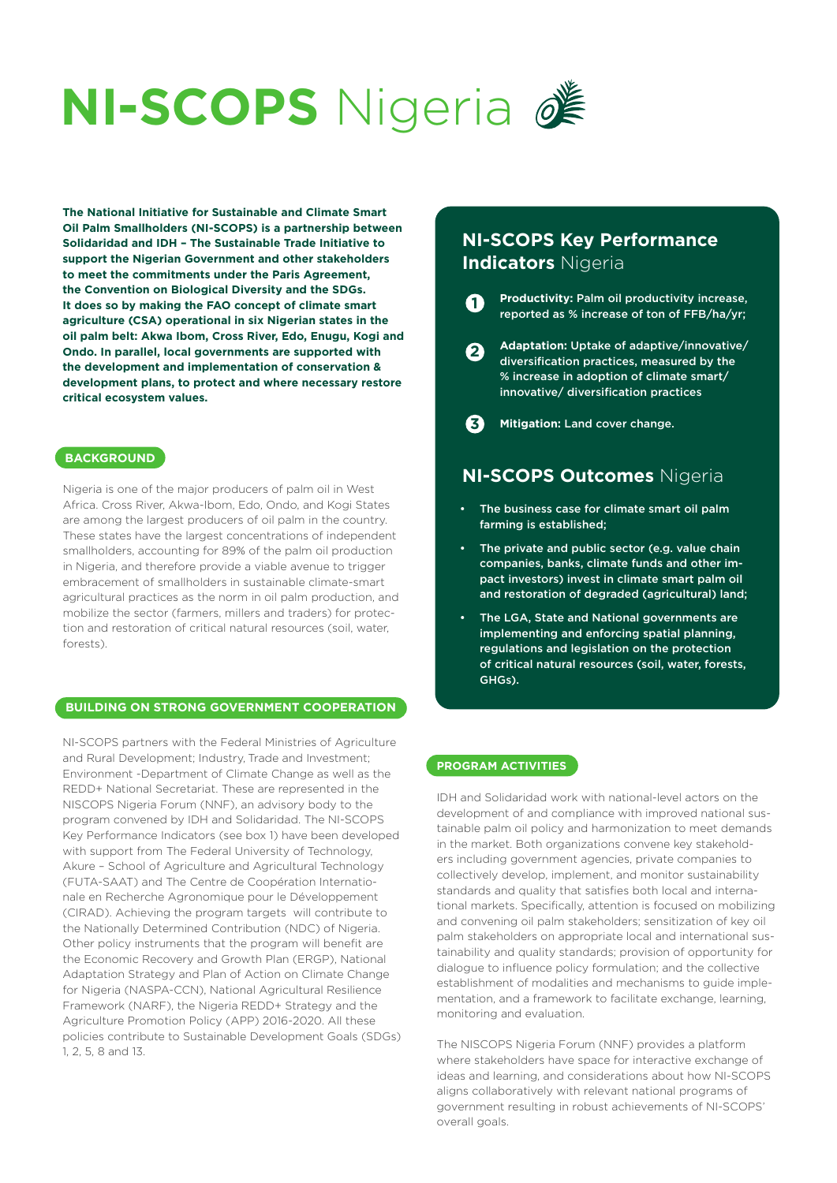# **NI-SCOPS** Nigeria

**The National Initiative for Sustainable and Climate Smart Oil Palm Smallholders (NI-SCOPS) is a partnership between Solidaridad and IDH – The Sustainable Trade Initiative to support the Nigerian Government and other stakeholders to meet the commitments under the Paris Agreement, the Convention on Biological Diversity and the SDGs. It does so by making the FAO concept of climate smart agriculture (CSA) operational in six Nigerian states in the oil palm belt: Akwa Ibom, Cross River, Edo, Enugu, Kogi and Ondo. In parallel, local governments are supported with the development and implementation of conservation & development plans, to protect and where necessary restore critical ecosystem values.**

## BACKGROUND

Nigeria is one of the major producers of palm oil in West Africa. Cross River, Akwa-Ibom, Edo, Ondo, and Kogi States are among the largest producers of oil palm in the country. These states have the largest concentrations of independent smallholders, accounting for 89% of the palm oil production in Nigeria, and therefore provide a viable avenue to trigger embracement of smallholders in sustainable climate-smart agricultural practices as the norm in oil palm production, and mobilize the sector (farmers, millers and traders) for protection and restoration of critical natural resources (soil, water, forests).

## BUILDING ON STRONG GOVERNMENT COOPERATION

NI-SCOPS partners with the Federal Ministries of Agriculture and Rural Development; Industry, Trade and Investment; Environment -Department of Climate Change as well as the REDD+ National Secretariat. These are represented in the NISCOPS Nigeria Forum (NNF), an advisory body to the program convened by IDH and Solidaridad. The NI-SCOPS Key Performance Indicators (see box 1) have been developed with support from The Federal University of Technology, Akure – School of Agriculture and Agricultural Technology (FUTA-SAAT) and The Centre de Coopération Internationale en Recherche Agronomique pour le Développement (CIRAD). Achieving the program targets will contribute to the Nationally Determined Contribution (NDC) of Nigeria. Other policy instruments that the program will benefit are the Economic Recovery and Growth Plan (ERGP), National Adaptation Strategy and Plan of Action on Climate Change for Nigeria (NASPA-CCN), National Agricultural Resilience Framework (NARF), the Nigeria REDD+ Strategy and the Agriculture Promotion Policy (APP) 2016-2020. All these policies contribute to Sustainable Development Goals (SDGs) 1, 2, 5, 8 and 13.

## **NI-SCOPS Key Performance Indicators** Nigeria

1. **Productivity:** Palm oil productivity increase, reported as % increase of ton of FFB/ha/yr;
2. **Adaptation:** Uptake of adaptive/innovative/ diversification practices, measured by the % increase in adoption of climate smart/ innovative/ diversification practices
3. **Mitigation:** Land cover change.

## **NI-SCOPS Outcomes** Nigeria

- The business case for climate smart oil palm farming is established;
- The private and public sector (e.g. value chain companies, banks, climate funds and other impact investors) invest in climate smart palm oil and restoration of degraded (agricultural) land;
- The LGA, State and National governments are implementing and enforcing spatial planning, regulations and legislation on the protection of critical natural resources (soil, water, forests, GHGs).

## PROGRAM ACTIVITIES

IDH and Solidaridad work with national-level actors on the development of and compliance with improved national sustainable palm oil policy and harmonization to meet demands in the market. Both organizations convene key stakeholders including government agencies, private companies to collectively develop, implement, and monitor sustainability standards and quality that satisfies both local and international markets. Specifically, attention is focused on mobilizing and convening oil palm stakeholders; sensitization of key oil palm stakeholders on appropriate local and international sustainability and quality standards; provision of opportunity for dialogue to influence policy formulation; and the collective establishment of modalities and mechanisms to guide implementation, and a framework to facilitate exchange, learning, monitoring and evaluation.

The NISCOPS Nigeria Forum (NNF) provides a platform where stakeholders have space for interactive exchange of ideas and learning, and considerations about how NI-SCOPS aligns collaboratively with relevant national programs of government resulting in robust achievements of NI-SCOPS' overall goals.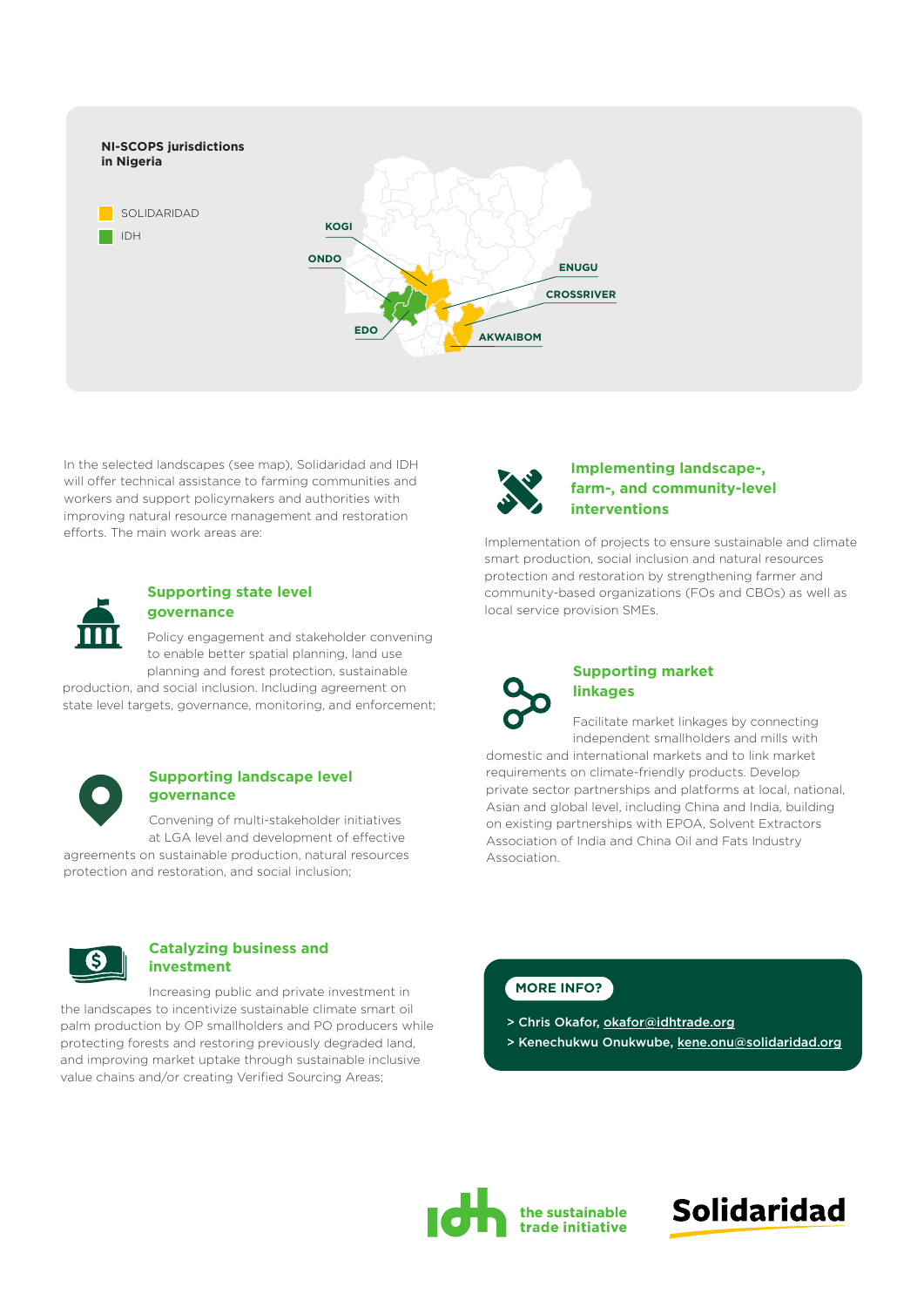**NI-SCOPS jurisdictions in Nigeria**

SOLIDARIDAD
IDH

KOGI
ONDO
ENUGU
CROSSRIVER
EDO
AKWAIBOM

In the selected landscapes (see map), Solidaridad and IDH will offer technical assistance to farming communities and workers and support policymakers and authorities with improving natural resource management and restoration efforts. The main work areas are:

### Supporting state level governance

Policy engagement and stakeholder convening to enable better spatial planning, land use planning and forest protection, sustainable production, and social inclusion. Including agreement on state level targets, governance, monitoring, and enforcement;

### Supporting landscape level governance

Convening of multi-stakeholder initiatives at LGA level and development of effective agreements on sustainable production, natural resources protection and restoration, and social inclusion;

### Catalyzing business and investment

Increasing public and private investment in the landscapes to incentivize sustainable climate smart oil palm production by OP smallholders and PO producers while protecting forests and restoring previously degraded land, and improving market uptake through sustainable inclusive value chains and/or creating Verified Sourcing Areas;

### Implementing landscape-, farm-, and community-level interventions

Implementation of projects to ensure sustainable and climate smart production, social inclusion and natural resources protection and restoration by strengthening farmer and community-based organizations (FOs and CBOs) as well as local service provision SMEs.

### Supporting market linkages

Facilitate market linkages by connecting independent smallholders and mills with domestic and international markets and to link market requirements on climate-friendly products. Develop private sector partnerships and platforms at local, national, Asian and global level, including China and India, building on existing partnerships with EPOA, Solvent Extractors Association of India and China Oil and Fats Industry Association.

**MORE INFO?**

- > Chris Okafor, okafor@idhtrade.org
- > Kenechukwu Onukwube, kene.onu@solidaridad.org

idh the sustainable trade initiative

Solidaridad